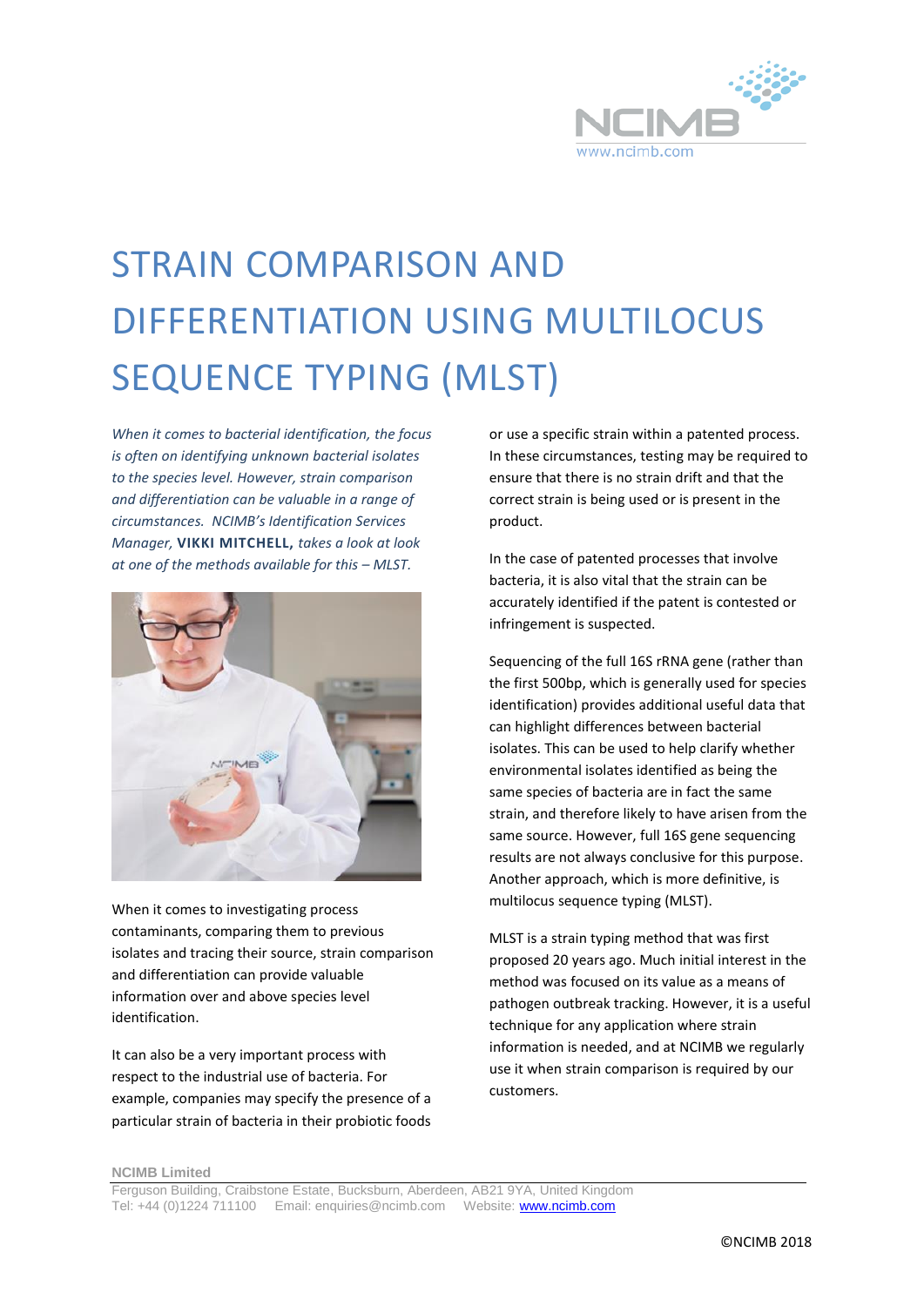# STRAIN COMPARISON AND DIFFERENTIATION USING MULTILOCUS SEQUENCE TYPING (MLST)

*When it comes to bacterial identification, the focus is often on identifying unknown bacterial isolates to the species level. However, strain comparison and differentiation can be valuable in a range of circumstances. NCIMB's Identification Services Manager,* **VIKKI MITCHELL,** *takes a look at look at one of the methods available for this – MLST.*

When it comes to investigating process contaminants, comparing them to previous isolates and tracing their source, strain comparison and differentiation can provide valuable information over and above species level identification.

It can also be a very important process with respect to the industrial use of bacteria. For example, companies may specify the presence of a particular strain of bacteria in their probiotic foods or use a specific strain within a patented process. In these circumstances, testing may be required to ensure that there is no strain drift and that the correct strain is being used or is present in the product.

In the case of patented processes that involve bacteria, it is also vital that the strain can be accurately identified if the patent is contested or infringement is suspected.

Sequencing of the full 16S rRNA gene (rather than the first 500bp, which is generally used for species identification) provides additional useful data that can highlight differences between bacterial isolates. This can be used to help clarify whether environmental isolates identified as being the same species of bacteria are in fact the same strain, and therefore likely to have arisen from the same source. However, full 16S gene sequencing results are not always conclusive for this purpose. Another approach, which is more definitive, is multilocus sequence typing (MLST).

MLST is a strain typing method that was first proposed 20 years ago. Much initial interest in the method was focused on its value as a means of pathogen outbreak tracking. However, it is a useful technique for any application where strain information is needed, and at NCIMB we regularly use it when strain comparison is required by our customers.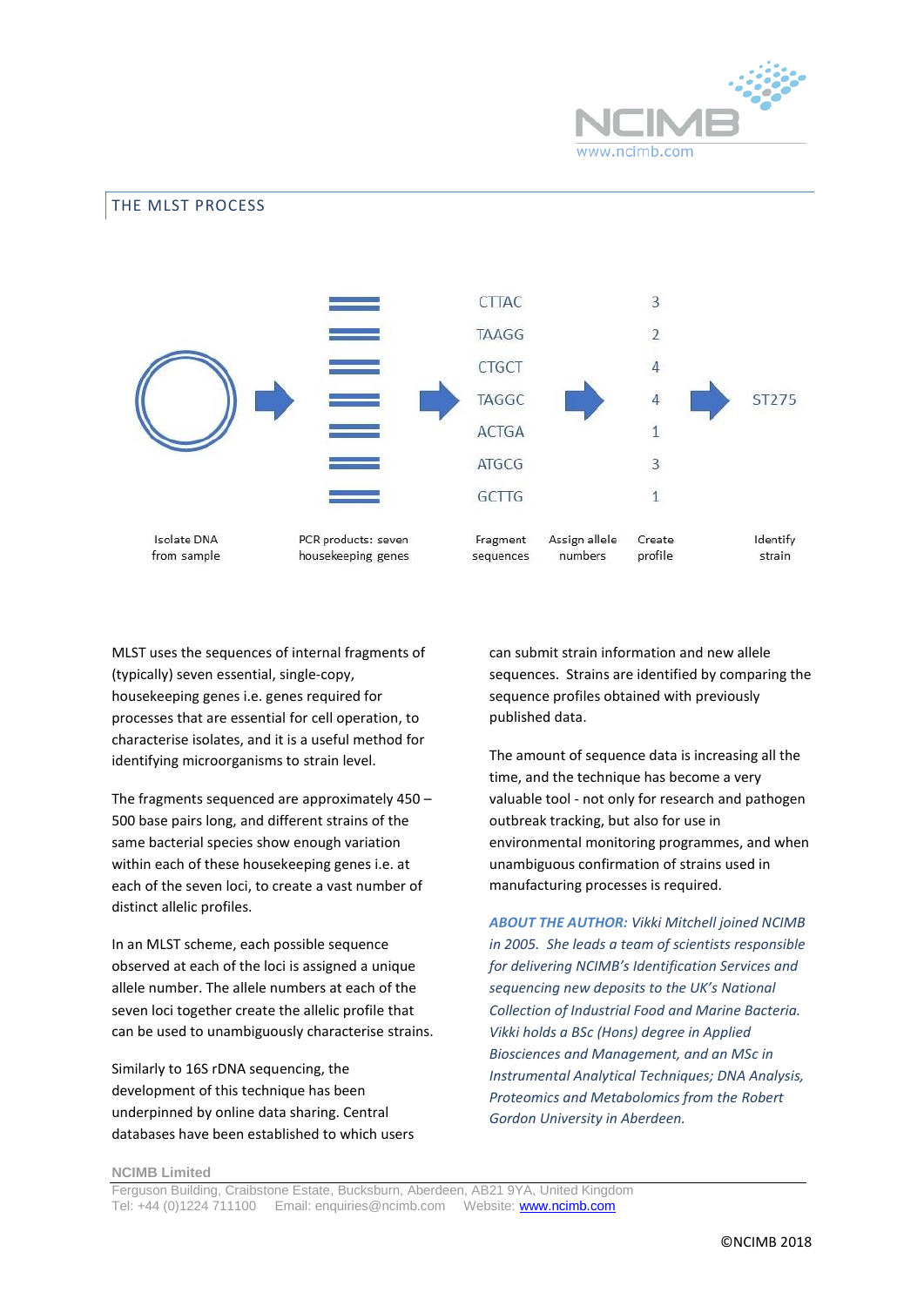## THE MLST PROCESS

CTTAC
TAAGG
CTGCT
TAGGC
ACTGA
ATGCG
GCTTG

3
2
4
4
1
3
1

ST275

Isolate DNA from sample

PCR products: seven housekeeping genes

Fragment sequences

Assign allele numbers

Create profile

Identify strain

MLST uses the sequences of internal fragments of (typically) seven essential, single-copy, housekeeping genes i.e. genes required for processes that are essential for cell operation, to characterise isolates, and it is a useful method for identifying microorganisms to strain level.

The fragments sequenced are approximately 450 – 500 base pairs long, and different strains of the same bacterial species show enough variation within each of these housekeeping genes i.e. at each of the seven loci, to create a vast number of distinct allelic profiles.

In an MLST scheme, each possible sequence observed at each of the loci is assigned a unique allele number. The allele numbers at each of the seven loci together create the allelic profile that can be used to unambiguously characterise strains.

Similarly to 16S rDNA sequencing, the development of this technique has been underpinned by online data sharing. Central databases have been established to which users can submit strain information and new allele sequences. Strains are identified by comparing the sequence profiles obtained with previously published data.

The amount of sequence data is increasing all the time, and the technique has become a very valuable tool - not only for research and pathogen outbreak tracking, but also for use in environmental monitoring programmes, and when unambiguous confirmation of strains used in manufacturing processes is required.

***ABOUT THE AUTHOR:*** *Vikki Mitchell joined NCIMB in 2005. She leads a team of scientists responsible for delivering NCIMB's Identification Services and sequencing new deposits to the UK's National Collection of Industrial Food and Marine Bacteria. Vikki holds a BSc (Hons) degree in Applied Biosciences and Management, and an MSc in Instrumental Analytical Techniques; DNA Analysis, Proteomics and Metabolomics from the Robert Gordon University in Aberdeen.*

**NCIMB Limited**
Ferguson Building, Craibstone Estate, Bucksburn, Aberdeen, AB21 9YA, United Kingdom
Tel: +44 (0)1224 711100  Email: enquiries@ncimb.com  Website: www.ncimb.com

©NCIMB 2018